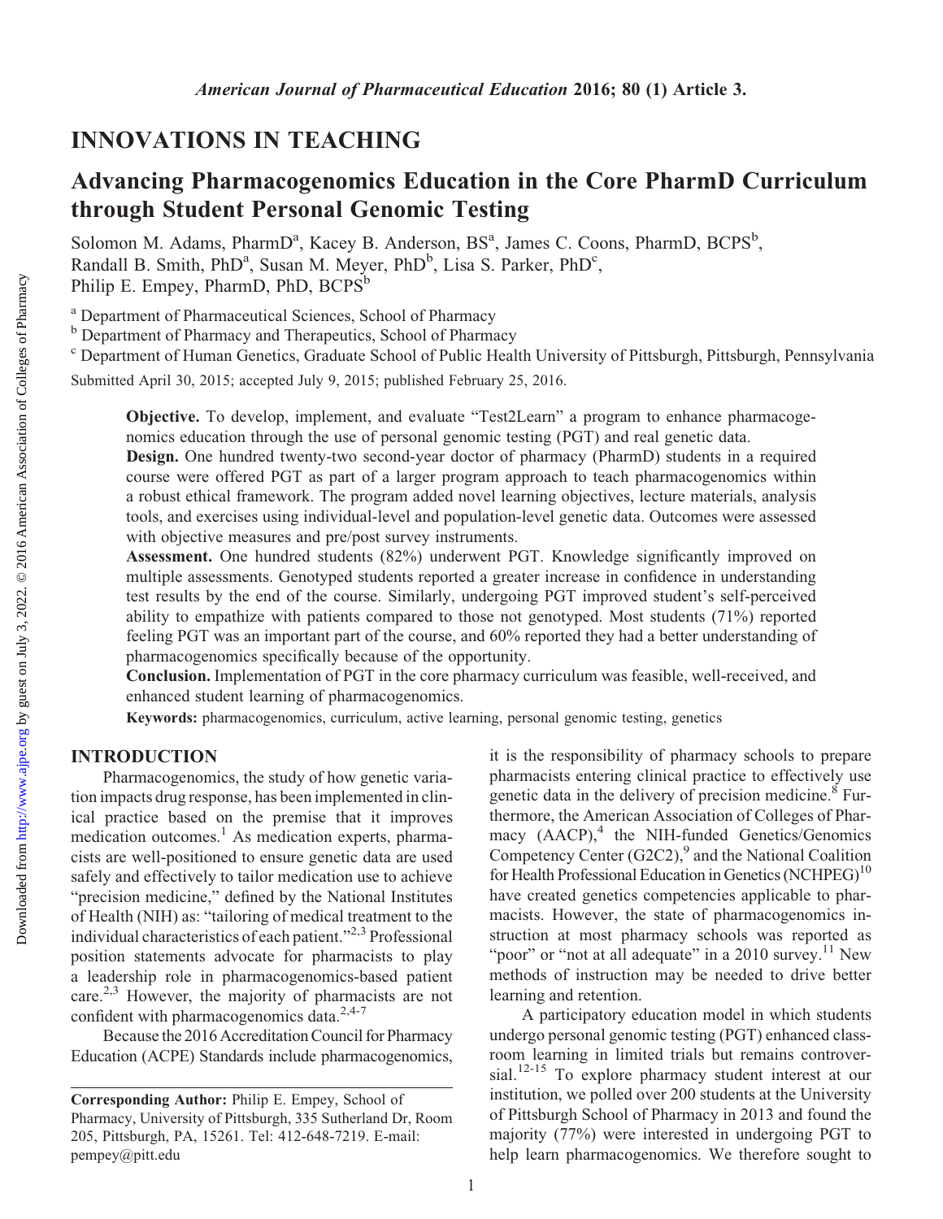## INNOVATIONS IN TEACHING

# Advancing Pharmacogenomics Education in the Core PharmD Curriculum through Student Personal Genomic Testing

Solomon M. Adams, PharmD[a], Kacey B. Anderson, BS[a], James C. Coons, PharmD, BCPS[b], Randall B. Smith, PhD[a], Susan M. Meyer, PhD[b], Lisa S. Parker, PhD[c], Philip E. Empey, PharmD, PhD, BCPS[b]

[a] Department of Pharmaceutical Sciences, School of Pharmacy
[b] Department of Pharmacy and Therapeutics, School of Pharmacy
[c] Department of Human Genetics, Graduate School of Public Health University of Pittsburgh, Pittsburgh, Pennsylvania

Submitted April 30, 2015; accepted July 9, 2015; published February 25, 2016.

**Objective.** To develop, implement, and evaluate "Test2Learn" a program to enhance pharmacogenomics education through the use of personal genomic testing (PGT) and real genetic data.

**Design.** One hundred twenty-two second-year doctor of pharmacy (PharmD) students in a required course were offered PGT as part of a larger program approach to teach pharmacogenomics within a robust ethical framework. The program added novel learning objectives, lecture materials, analysis tools, and exercises using individual-level and population-level genetic data. Outcomes were assessed with objective measures and pre/post survey instruments.

**Assessment.** One hundred students (82%) underwent PGT. Knowledge significantly improved on multiple assessments. Genotyped students reported a greater increase in confidence in understanding test results by the end of the course. Similarly, undergoing PGT improved student's self-perceived ability to empathize with patients compared to those not genotyped. Most students (71%) reported feeling PGT was an important part of the course, and 60% reported they had a better understanding of pharmacogenomics specifically because of the opportunity.

**Conclusion.** Implementation of PGT in the core pharmacy curriculum was feasible, well-received, and enhanced student learning of pharmacogenomics.

**Keywords:** pharmacogenomics, curriculum, active learning, personal genomic testing, genetics

## INTRODUCTION

Pharmacogenomics, the study of how genetic variation impacts drug response, has been implemented in clinical practice based on the premise that it improves medication outcomes.[1] As medication experts, pharmacists are well-positioned to ensure genetic data are used safely and effectively to tailor medication use to achieve "precision medicine," defined by the National Institutes of Health (NIH) as: "tailoring of medical treatment to the individual characteristics of each patient."[2,3] Professional position statements advocate for pharmacists to play a leadership role in pharmacogenomics-based patient care.[2,3] However, the majority of pharmacists are not confident with pharmacogenomics data.[2,4-7]

Because the 2016 Accreditation Council for Pharmacy Education (ACPE) Standards include pharmacogenomics, it is the responsibility of pharmacy schools to prepare pharmacists entering clinical practice to effectively use genetic data in the delivery of precision medicine.[8] Furthermore, the American Association of Colleges of Pharmacy (AACP),[4] the NIH-funded Genetics/Genomics Competency Center (G2C2),[9] and the National Coalition for Health Professional Education in Genetics (NCHPEG)[10] have created genetics competencies applicable to pharmacists. However, the state of pharmacogenomics instruction at most pharmacy schools was reported as "poor" or "not at all adequate" in a 2010 survey.[11] New methods of instruction may be needed to drive better learning and retention.

A participatory education model in which students undergo personal genomic testing (PGT) enhanced classroom learning in limited trials but remains controversial.[12-15] To explore pharmacy student interest at our institution, we polled over 200 students at the University of Pittsburgh School of Pharmacy in 2013 and found the majority (77%) were interested in undergoing PGT to help learn pharmacogenomics. We therefore sought to

Corresponding Author: Philip E. Empey, School of Pharmacy, University of Pittsburgh, 335 Sutherland Dr, Room 205, Pittsburgh, PA, 15261. Tel: 412-648-7219. E-mail: pempey@pitt.edu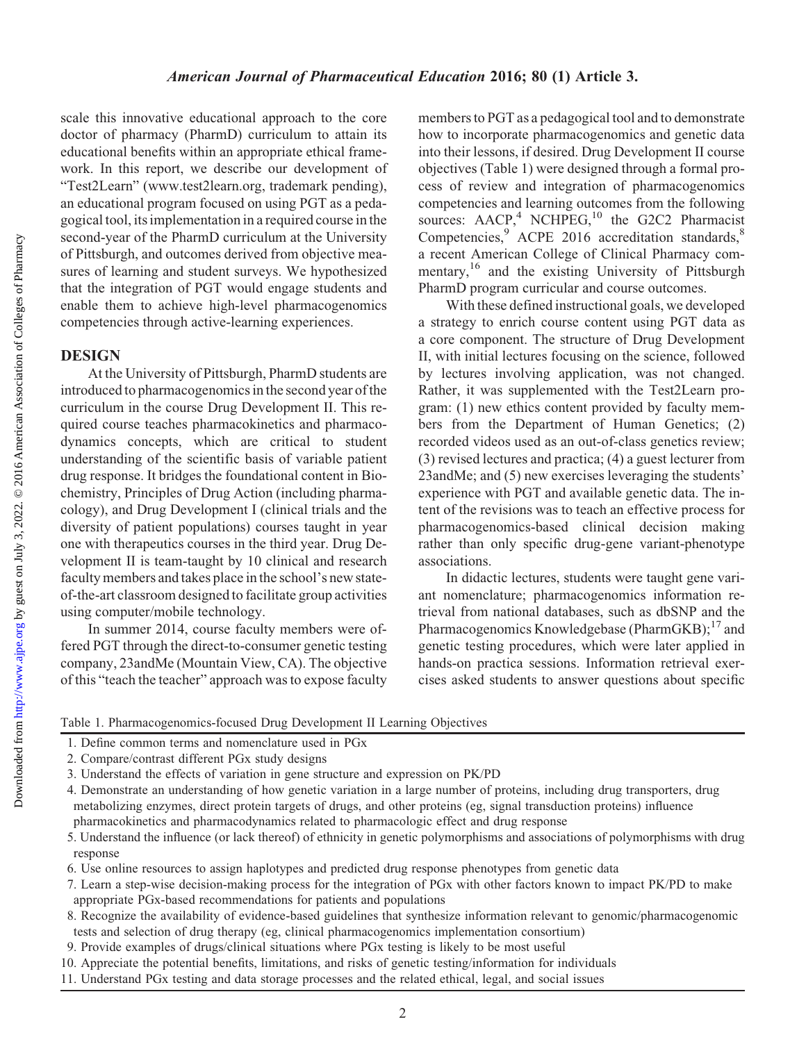scale this innovative educational approach to the core doctor of pharmacy (PharmD) curriculum to attain its educational benefits within an appropriate ethical framework. In this report, we describe our development of "Test2Learn" (www.test2learn.org, trademark pending), an educational program focused on using PGT as a pedagogical tool, its implementation in a required course in the second-year of the PharmD curriculum at the University of Pittsburgh, and outcomes derived from objective measures of learning and student surveys. We hypothesized that the integration of PGT would engage students and enable them to achieve high-level pharmacogenomics competencies through active-learning experiences.

## DESIGN

At the University of Pittsburgh, PharmD students are introduced to pharmacogenomics in the second year of the curriculum in the course Drug Development II. This required course teaches pharmacokinetics and pharmacodynamics concepts, which are critical to student understanding of the scientific basis of variable patient drug response. It bridges the foundational content in Biochemistry, Principles of Drug Action (including pharmacology), and Drug Development I (clinical trials and the diversity of patient populations) courses taught in year one with therapeutics courses in the third year. Drug Development II is team-taught by 10 clinical and research faculty members and takes place in the school's new state-of-the-art classroom designed to facilitate group activities using computer/mobile technology.

In summer 2014, course faculty members were offered PGT through the direct-to-consumer genetic testing company, 23andMe (Mountain View, CA). The objective of this "teach the teacher" approach was to expose faculty members to PGT as a pedagogical tool and to demonstrate how to incorporate pharmacogenomics and genetic data into their lessons, if desired. Drug Development II course objectives (Table 1) were designed through a formal process of review and integration of pharmacogenomics competencies and learning outcomes from the following sources: AACP,[4] NCHPEG,[10] the G2C2 Pharmacist Competencies,[9] ACPE 2016 accreditation standards,[8] a recent American College of Clinical Pharmacy commentary,[16] and the existing University of Pittsburgh PharmD program curricular and course outcomes.

With these defined instructional goals, we developed a strategy to enrich course content using PGT data as a core component. The structure of Drug Development II, with initial lectures focusing on the science, followed by lectures involving application, was not changed. Rather, it was supplemented with the Test2Learn program: (1) new ethics content provided by faculty members from the Department of Human Genetics; (2) recorded videos used as an out-of-class genetics review; (3) revised lectures and practica; (4) a guest lecturer from 23andMe; and (5) new exercises leveraging the students' experience with PGT and available genetic data. The intent of the revisions was to teach an effective process for pharmacogenomics-based clinical decision making rather than only specific drug-gene variant-phenotype associations.

In didactic lectures, students were taught gene variant nomenclature; pharmacogenomics information retrieval from national databases, such as dbSNP and the Pharmacogenomics Knowledgebase (PharmGKB);[17] and genetic testing procedures, which were later applied in hands-on practica sessions. Information retrieval exercises asked students to answer questions about specific

Table 1. Pharmacogenomics-focused Drug Development II Learning Objectives

1. Define common terms and nomenclature used in PGx
2. Compare/contrast different PGx study designs
3. Understand the effects of variation in gene structure and expression on PK/PD
4. Demonstrate an understanding of how genetic variation in a large number of proteins, including drug transporters, drug metabolizing enzymes, direct protein targets of drugs, and other proteins (eg, signal transduction proteins) influence pharmacokinetics and pharmacodynamics related to pharmacologic effect and drug response
5. Understand the influence (or lack thereof) of ethnicity in genetic polymorphisms and associations of polymorphisms with drug response
6. Use online resources to assign haplotypes and predicted drug response phenotypes from genetic data
7. Learn a step-wise decision-making process for the integration of PGx with other factors known to impact PK/PD to make appropriate PGx-based recommendations for patients and populations
8. Recognize the availability of evidence-based guidelines that synthesize information relevant to genomic/pharmacogenomic tests and selection of drug therapy (eg, clinical pharmacogenomics implementation consortium)
9. Provide examples of drugs/clinical situations where PGx testing is likely to be most useful
10. Appreciate the potential benefits, limitations, and risks of genetic testing/information for individuals
11. Understand PGx testing and data storage processes and the related ethical, legal, and social issues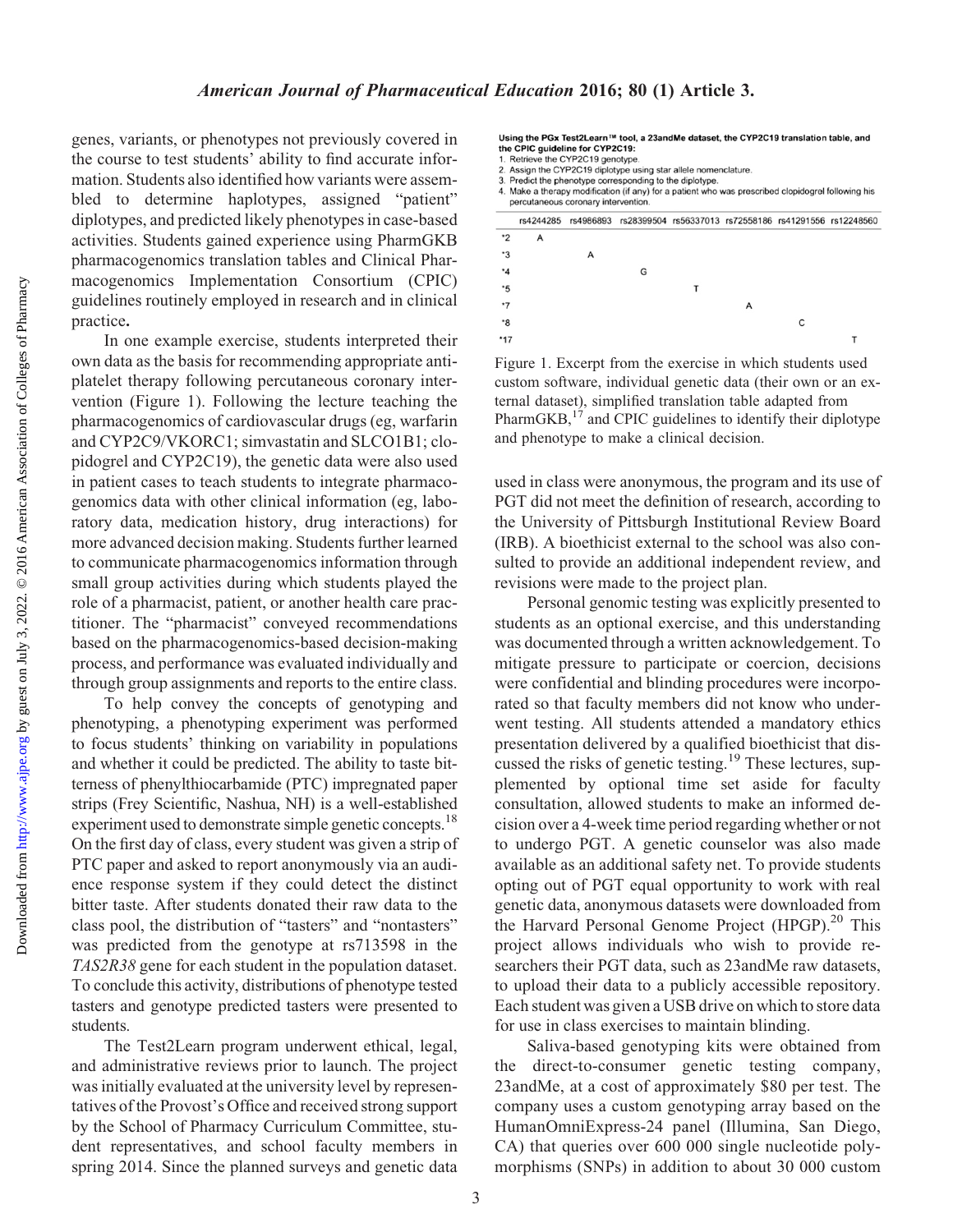genes, variants, or phenotypes not previously covered in the course to test students' ability to find accurate information. Students also identified how variants were assembled to determine haplotypes, assigned "patient" diplotypes, and predicted likely phenotypes in case-based activities. Students gained experience using PharmGKB pharmacogenomics translation tables and Clinical Pharmacogenomics Implementation Consortium (CPIC) guidelines routinely employed in research and in clinical practice**.**

In one example exercise, students interpreted their own data as the basis for recommending appropriate antiplatelet therapy following percutaneous coronary intervention (Figure 1). Following the lecture teaching the pharmacogenomics of cardiovascular drugs (eg, warfarin and CYP2C9/VKORC1; simvastatin and SLCO1B1; clopidogrel and CYP2C19), the genetic data were also used in patient cases to teach students to integrate pharmacogenomics data with other clinical information (eg, laboratory data, medication history, drug interactions) for more advanced decision making. Students further learned to communicate pharmacogenomics information through small group activities during which students played the role of a pharmacist, patient, or another health care practitioner. The "pharmacist" conveyed recommendations based on the pharmacogenomics-based decision-making process, and performance was evaluated individually and through group assignments and reports to the entire class.

To help convey the concepts of genotyping and phenotyping, a phenotyping experiment was performed to focus students' thinking on variability in populations and whether it could be predicted. The ability to taste bitterness of phenylthiocarbamide (PTC) impregnated paper strips (Frey Scientific, Nashua, NH) is a well-established experiment used to demonstrate simple genetic concepts.[18] On the first day of class, every student was given a strip of PTC paper and asked to report anonymously via an audience response system if they could detect the distinct bitter taste. After students donated their raw data to the class pool, the distribution of "tasters" and "nontasters" was predicted from the genotype at rs713598 in the *TAS2R38* gene for each student in the population dataset. To conclude this activity, distributions of phenotype tested tasters and genotype predicted tasters were presented to students.

The Test2Learn program underwent ethical, legal, and administrative reviews prior to launch. The project was initially evaluated at the university level by representatives of the Provost's Office and received strong support by the School of Pharmacy Curriculum Committee, student representatives, and school faculty members in spring 2014. Since the planned surveys and genetic data

**Using the PGx Test2Learn™ tool, a 23andMe dataset, the CYP2C19 translation table, and the CPIC guideline for CYP2C19:**

1. Retrieve the CYP2C19 genotype.
2. Assign the CYP2C19 diplotype using star allele nomenclature.
3. Predict the phenotype corresponding to the diplotype.
4. Make a therapy modification (if any) for a patient who was prescribed clopidogrel following his percutaneous coronary intervention.

| | rs4244285 | rs4986893 | rs28399504 | rs56337013 | rs72558186 | rs41291556 | rs12248560 |
|---|---|---|---|---|---|---|---|
| *2 | A | | | | | | |
| *3 | | A | | | | | |
| *4 | | | G | | | | |
| *5 | | | | T | | | |
| *7 | | | | | A | | |
| *8 | | | | | | C | |
| *17 | | | | | | | T |

Figure 1. Excerpt from the exercise in which students used custom software, individual genetic data (their own or an external dataset), simplified translation table adapted from PharmGKB,[17] and CPIC guidelines to identify their diplotype and phenotype to make a clinical decision.

used in class were anonymous, the program and its use of PGT did not meet the definition of research, according to the University of Pittsburgh Institutional Review Board (IRB). A bioethicist external to the school was also consulted to provide an additional independent review, and revisions were made to the project plan.

Personal genomic testing was explicitly presented to students as an optional exercise, and this understanding was documented through a written acknowledgement. To mitigate pressure to participate or coercion, decisions were confidential and blinding procedures were incorporated so that faculty members did not know who underwent testing. All students attended a mandatory ethics presentation delivered by a qualified bioethicist that discussed the risks of genetic testing.[19] These lectures, supplemented by optional time set aside for faculty consultation, allowed students to make an informed decision over a 4-week time period regarding whether or not to undergo PGT. A genetic counselor was also made available as an additional safety net. To provide students opting out of PGT equal opportunity to work with real genetic data, anonymous datasets were downloaded from the Harvard Personal Genome Project (HPGP).[20] This project allows individuals who wish to provide researchers their PGT data, such as 23andMe raw datasets, to upload their data to a publicly accessible repository. Each student was given a USB drive on which to store data for use in class exercises to maintain blinding.

Saliva-based genotyping kits were obtained from the direct-to-consumer genetic testing company, 23andMe, at a cost of approximately \$80 per test. The company uses a custom genotyping array based on the HumanOmniExpress-24 panel (Illumina, San Diego, CA) that queries over 600 000 single nucleotide polymorphisms (SNPs) in addition to about 30 000 custom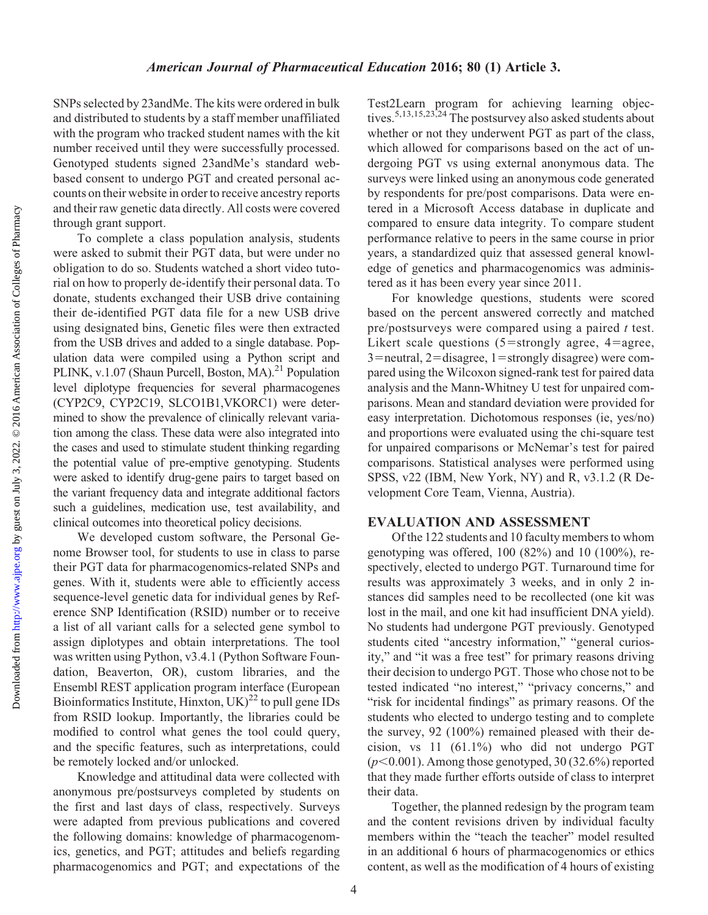SNPs selected by 23andMe. The kits were ordered in bulk and distributed to students by a staff member unaffiliated with the program who tracked student names with the kit number received until they were successfully processed. Genotyped students signed 23andMe's standard web-based consent to undergo PGT and created personal accounts on their website in order to receive ancestry reports and their raw genetic data directly. All costs were covered through grant support.

To complete a class population analysis, students were asked to submit their PGT data, but were under no obligation to do so. Students watched a short video tutorial on how to properly de-identify their personal data. To donate, students exchanged their USB drive containing their de-identified PGT data file for a new USB drive using designated bins, Genetic files were then extracted from the USB drives and added to a single database. Population data were compiled using a Python script and PLINK, v.1.07 (Shaun Purcell, Boston, MA).[21] Population level diplotype frequencies for several pharmacogenes (CYP2C9, CYP2C19, SLCO1B1,VKORC1) were determined to show the prevalence of clinically relevant variation among the class. These data were also integrated into the cases and used to stimulate student thinking regarding the potential value of pre-emptive genotyping. Students were asked to identify drug-gene pairs to target based on the variant frequency data and integrate additional factors such a guidelines, medication use, test availability, and clinical outcomes into theoretical policy decisions.

We developed custom software, the Personal Genome Browser tool, for students to use in class to parse their PGT data for pharmacogenomics-related SNPs and genes. With it, students were able to efficiently access sequence-level genetic data for individual genes by Reference SNP Identification (RSID) number or to receive a list of all variant calls for a selected gene symbol to assign diplotypes and obtain interpretations. The tool was written using Python, v3.4.1 (Python Software Foundation, Beaverton, OR), custom libraries, and the Ensembl REST application program interface (European Bioinformatics Institute, Hinxton, UK)[22] to pull gene IDs from RSID lookup. Importantly, the libraries could be modified to control what genes the tool could query, and the specific features, such as interpretations, could be remotely locked and/or unlocked.

Knowledge and attitudinal data were collected with anonymous pre/postsurveys completed by students on the first and last days of class, respectively. Surveys were adapted from previous publications and covered the following domains: knowledge of pharmacogenomics, genetics, and PGT; attitudes and beliefs regarding pharmacogenomics and PGT; and expectations of the Test2Learn program for achieving learning objectives.[5,13,15,23,24] The postsurvey also asked students about whether or not they underwent PGT as part of the class, which allowed for comparisons based on the act of undergoing PGT vs using external anonymous data. The surveys were linked using an anonymous code generated by respondents for pre/post comparisons. Data were entered in a Microsoft Access database in duplicate and compared to ensure data integrity. To compare student performance relative to peers in the same course in prior years, a standardized quiz that assessed general knowledge of genetics and pharmacogenomics was administered as it has been every year since 2011.

For knowledge questions, students were scored based on the percent answered correctly and matched pre/postsurveys were compared using a paired *t* test. Likert scale questions (5=strongly agree, 4=agree, 3=neutral, 2=disagree, 1=strongly disagree) were compared using the Wilcoxon signed-rank test for paired data analysis and the Mann-Whitney U test for unpaired comparisons. Mean and standard deviation were provided for easy interpretation. Dichotomous responses (ie, yes/no) and proportions were evaluated using the chi-square test for unpaired comparisons or McNemar's test for paired comparisons. Statistical analyses were performed using SPSS, v22 (IBM, New York, NY) and R, v3.1.2 (R Development Core Team, Vienna, Austria).

## EVALUATION AND ASSESSMENT

Of the 122 students and 10 faculty members to whom genotyping was offered, 100 (82%) and 10 (100%), respectively, elected to undergo PGT. Turnaround time for results was approximately 3 weeks, and in only 2 instances did samples need to be recollected (one kit was lost in the mail, and one kit had insufficient DNA yield). No students had undergone PGT previously. Genotyped students cited "ancestry information," "general curiosity," and "it was a free test" for primary reasons driving their decision to undergo PGT. Those who chose not to be tested indicated "no interest," "privacy concerns," and "risk for incidental findings" as primary reasons. Of the students who elected to undergo testing and to complete the survey, 92 (100%) remained pleased with their decision, vs 11 (61.1%) who did not undergo PGT ($p<0.001$). Among those genotyped, 30 (32.6%) reported that they made further efforts outside of class to interpret their data.

Together, the planned redesign by the program team and the content revisions driven by individual faculty members within the "teach the teacher" model resulted in an additional 6 hours of pharmacogenomics or ethics content, as well as the modification of 4 hours of existing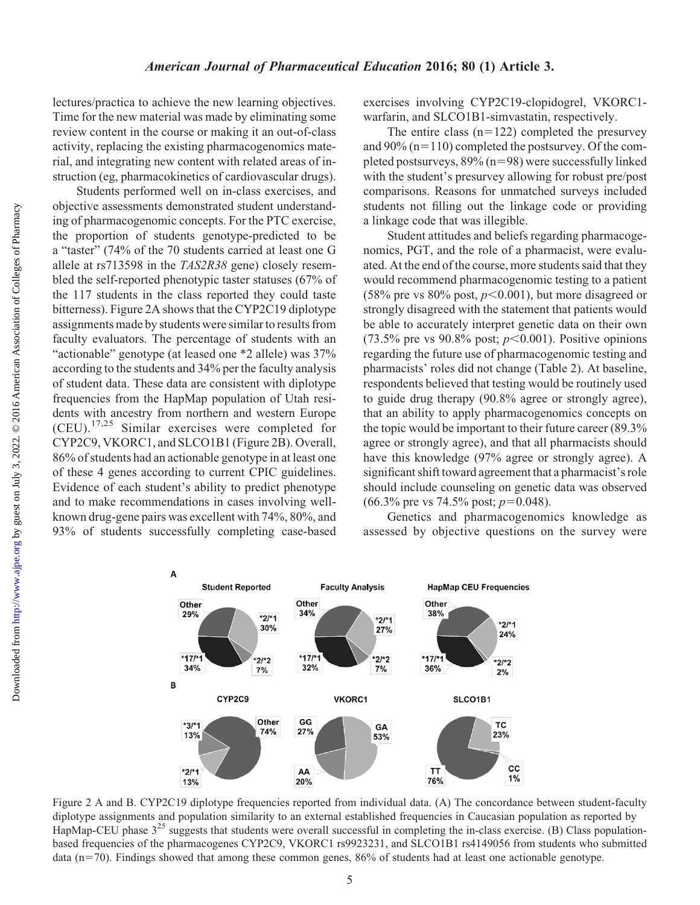lectures/practica to achieve the new learning objectives. Time for the new material was made by eliminating some review content in the course or making it an out-of-class activity, replacing the existing pharmacogenomics material, and integrating new content with related areas of instruction (eg, pharmacokinetics of cardiovascular drugs).

Students performed well on in-class exercises, and objective assessments demonstrated student understanding of pharmacogenomic concepts. For the PTC exercise, the proportion of students genotype-predicted to be a "taster" (74% of the 70 students carried at least one G allele at rs713598 in the *TAS2R38* gene) closely resembled the self-reported phenotypic taster statuses (67% of the 117 students in the class reported they could taste bitterness). Figure 2A shows that the CYP2C19 diplotype assignments made by students were similar to results from faculty evaluators. The percentage of students with an "actionable" genotype (at leased one *2 allele) was 37% according to the students and 34% per the faculty analysis of student data. These data are consistent with diplotype frequencies from the HapMap population of Utah residents with ancestry from northern and western Europe (CEU).[17,25] Similar exercises were completed for CYP2C9, VKORC1, and SLCO1B1 (Figure 2B). Overall, 86% of students had an actionable genotype in at least one of these 4 genes according to current CPIC guidelines. Evidence of each student's ability to predict phenotype and to make recommendations in cases involving well-known drug-gene pairs was excellent with 74%, 80%, and 93% of students successfully completing case-based exercises involving CYP2C19-clopidogrel, VKORC1-warfarin, and SLCO1B1-simvastatin, respectively.

The entire class (n=122) completed the presurvey and 90% (n=110) completed the postsurvey. Of the completed postsurveys, 89% (n=98) were successfully linked with the student's presurvey allowing for robust pre/post comparisons. Reasons for unmatched surveys included students not filling out the linkage code or providing a linkage code that was illegible.

Student attitudes and beliefs regarding pharmacogenomics, PGT, and the role of a pharmacist, were evaluated. At the end of the course, more students said that they would recommend pharmacogenomic testing to a patient (58% pre vs 80% post, $p<0.001$), but more disagreed or strongly disagreed with the statement that patients would be able to accurately interpret genetic data on their own (73.5% pre vs 90.8% post; $p<0.001$). Positive opinions regarding the future use of pharmacogenomic testing and pharmacists' roles did not change (Table 2). At baseline, respondents believed that testing would be routinely used to guide drug therapy (90.8% agree or strongly agree), that an ability to apply pharmacogenomics concepts on the topic would be important to their future career (89.3% agree or strongly agree), and that all pharmacists should have this knowledge (97% agree or strongly agree). A significant shift toward agreement that a pharmacist's role should include counseling on genetic data was observed (66.3% pre vs 74.5% post; $p=0.048$).

Genetics and pharmacogenomics knowledge as assessed by objective questions on the survey were

Figure 2 A and B. CYP2C19 diplotype frequencies reported from individual data. (A) The concordance between student-faculty diplotype assignments and population similarity to an external established frequencies in Caucasian population as reported by HapMap-CEU phase 3[25] suggests that students were overall successful in completing the in-class exercise. (B) Class population-based frequencies of the pharmacogenes CYP2C9, VKORC1 rs9923231, and SLCO1B1 rs4149056 from students who submitted data (n=70). Findings showed that among these common genes, 86% of students had at least one actionable genotype.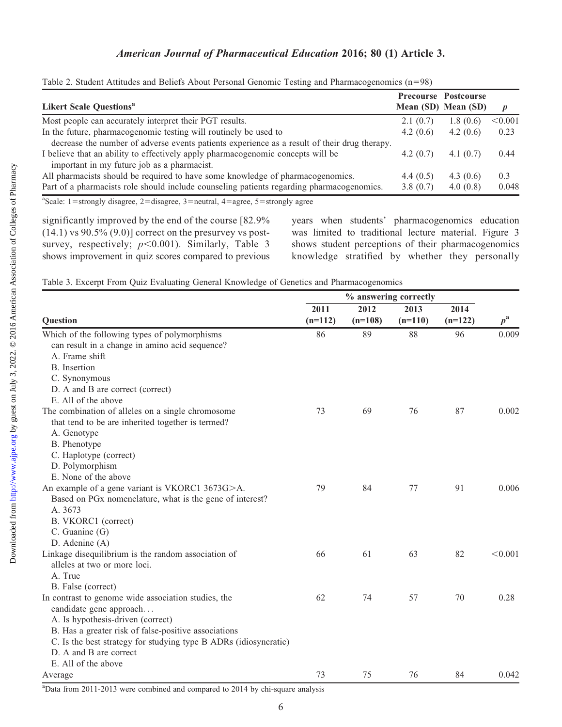Table 2. Student Attitudes and Beliefs About Personal Genomic Testing and Pharmacogenomics (n=98)

| Likert Scale Questions[a] | Precourse Mean (SD) | Postcourse Mean (SD) | p |
|---|---|---|---|
| Most people can accurately interpret their PGT results. | 2.1 (0.7) | 1.8 (0.6) | <0.001 |
| In the future, pharmacogenomic testing will routinely be used to decrease the number of adverse events patients experience as a result of their drug therapy. | 4.2 (0.6) | 4.2 (0.6) | 0.23 |
| I believe that an ability to effectively apply pharmacogenomic concepts will be important in my future job as a pharmacist. | 4.2 (0.7) | 4.1 (0.7) | 0.44 |
| All pharmacists should be required to have some knowledge of pharmacogenomics. | 4.4 (0.5) | 4.3 (0.6) | 0.3 |
| Part of a pharmacists role should include counseling patients regarding pharmacogenomics. | 3.8 (0.7) | 4.0 (0.8) | 0.048 |

[a]Scale: 1=strongly disagree, 2=disagree, 3=neutral, 4=agree, 5=strongly agree

significantly improved by the end of the course [82.9% (14.1) vs 90.5% (9.0)] correct on the presurvey vs postsurvey, respectively; $p<0.001$). Similarly, Table 3 shows improvement in quiz scores compared to previous years when students' pharmacogenomics education was limited to traditional lecture material. Figure 3 shows student perceptions of their pharmacogenomics knowledge stratified by whether they personally

Table 3. Excerpt From Quiz Evaluating General Knowledge of Genetics and Pharmacogenomics

| | % answering correctly | | | | |
|---|---|---|---|---|---|
| Question | 2011 (n=112) | 2012 (n=108) | 2013 (n=110) | 2014 (n=122) | p[a] |
| Which of the following types of polymorphisms can result in a change in amino acid sequence?<br>A. Frame shift<br>B. Insertion<br>C. Synonymous<br>D. A and B are correct (correct)<br>E. All of the above | 86 | 89 | 88 | 96 | 0.009 |
| The combination of alleles on a single chromosome that tend to be are inherited together is termed?<br>A. Genotype<br>B. Phenotype<br>C. Haplotype (correct)<br>D. Polymorphism<br>E. None of the above | 73 | 69 | 76 | 87 | 0.002 |
| An example of a gene variant is VKORC1 3673G>A. Based on PGx nomenclature, what is the gene of interest?<br>A. 3673<br>B. VKORC1 (correct)<br>C. Guanine (G)<br>D. Adenine (A) | 79 | 84 | 77 | 91 | 0.006 |
| Linkage disequilibrium is the random association of alleles at two or more loci.<br>A. True<br>B. False (correct) | 66 | 61 | 63 | 82 | <0.001 |
| In contrast to genome wide association studies, the candidate gene approach...<br>A. Is hypothesis-driven (correct)<br>B. Has a greater risk of false-positive associations<br>C. Is the best strategy for studying type B ADRs (idiosyncratic)<br>D. A and B are correct<br>E. All of the above | 62 | 74 | 57 | 70 | 0.28 |
| Average | 73 | 75 | 76 | 84 | 0.042 |

[a]Data from 2011-2013 were combined and compared to 2014 by chi-square analysis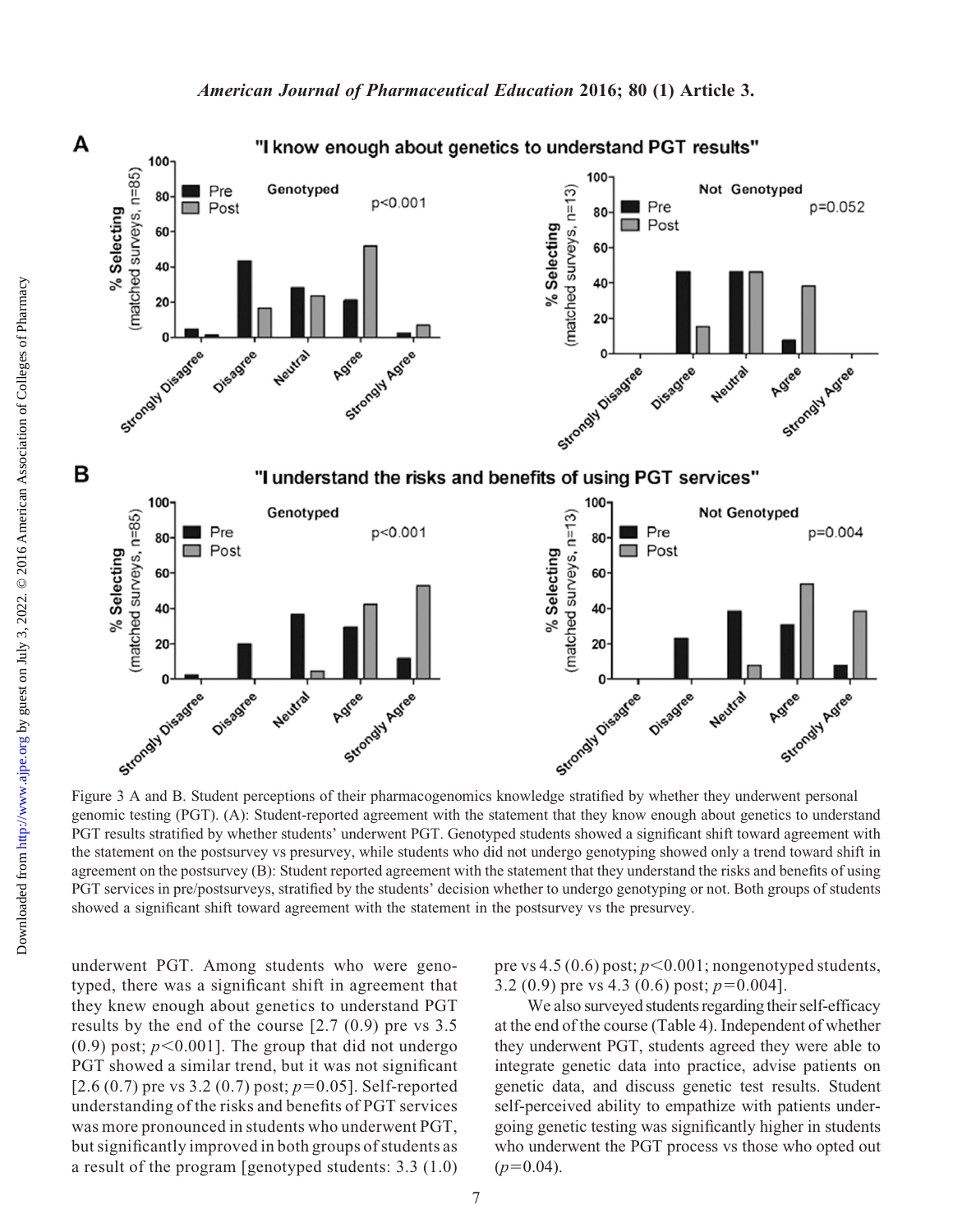Figure 3 A and B. Student perceptions of their pharmacogenomics knowledge stratified by whether they underwent personal genomic testing (PGT). (A): Student-reported agreement with the statement that they know enough about genetics to understand PGT results stratified by whether students' underwent PGT. Genotyped students showed a significant shift toward agreement with the statement on the postsurvey vs presurvey, while students who did not undergo genotyping showed only a trend toward shift in agreement on the postsurvey (B): Student reported agreement with the statement that they understand the risks and benefits of using PGT services in pre/postsurveys, stratified by the students' decision whether to undergo genotyping or not. Both groups of students showed a significant shift toward agreement with the statement in the postsurvey vs the presurvey.

underwent PGT. Among students who were genotyped, there was a significant shift in agreement that they knew enough about genetics to understand PGT results by the end of the course [2.7 (0.9) pre vs 3.5 (0.9) post; $p<0.001$]. The group that did not undergo PGT showed a similar trend, but it was not significant [2.6 (0.7) pre vs 3.2 (0.7) post; $p=0.05$]. Self-reported understanding of the risks and benefits of PGT services was more pronounced in students who underwent PGT, but significantly improved in both groups of students as a result of the program [genotyped students: 3.3 (1.0) pre vs 4.5 (0.6) post; $p<0.001$; nongenotyped students, 3.2 (0.9) pre vs 4.3 (0.6) post; $p=0.004$].

We also surveyed students regarding their self-efficacy at the end of the course (Table 4). Independent of whether they underwent PGT, students agreed they were able to integrate genetic data into practice, advise patients on genetic data, and discuss genetic test results. Student self-perceived ability to empathize with patients undergoing genetic testing was significantly higher in students who underwent the PGT process vs those who opted out ($p=0.04$).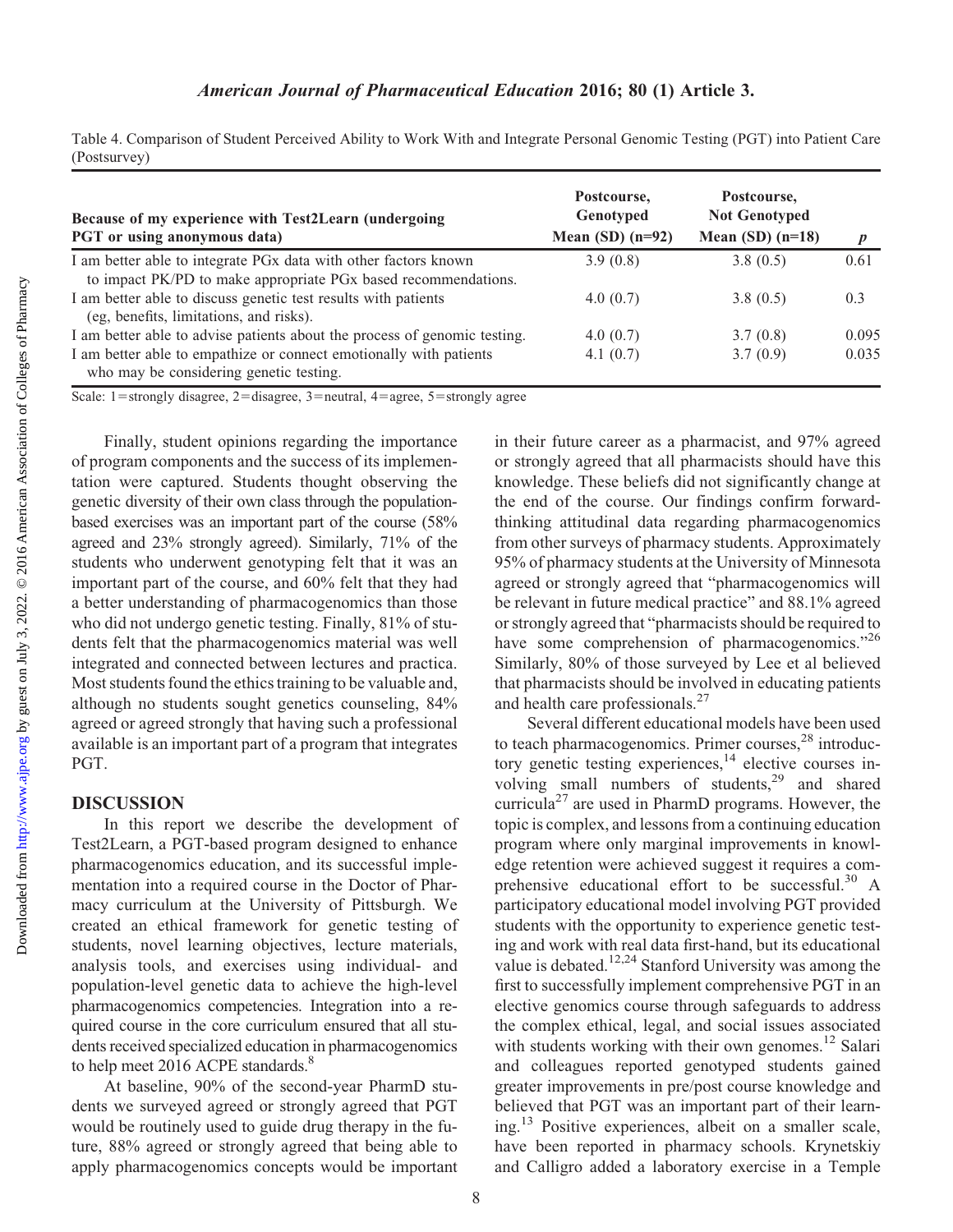Table 4. Comparison of Student Perceived Ability to Work With and Integrate Personal Genomic Testing (PGT) into Patient Care (Postsurvey)

| Because of my experience with Test2Learn (undergoing PGT or using anonymous data) | Postcourse, Genotyped Mean (SD) (n=92) | Postcourse, Not Genotyped Mean (SD) (n=18) | *p* |
|---|---|---|---|
| I am better able to integrate PGx data with other factors known to impact PK/PD to make appropriate PGx based recommendations. | 3.9 (0.8) | 3.8 (0.5) | 0.61 |
| I am better able to discuss genetic test results with patients (eg, benefits, limitations, and risks). | 4.0 (0.7) | 3.8 (0.5) | 0.3 |
| I am better able to advise patients about the process of genomic testing. | 4.0 (0.7) | 3.7 (0.8) | 0.095 |
| I am better able to empathize or connect emotionally with patients who may be considering genetic testing. | 4.1 (0.7) | 3.7 (0.9) | 0.035 |

Scale: 1=strongly disagree, 2=disagree, 3=neutral, 4=agree, 5=strongly agree

Finally, student opinions regarding the importance of program components and the success of its implementation were captured. Students thought observing the genetic diversity of their own class through the population-based exercises was an important part of the course (58% agreed and 23% strongly agreed). Similarly, 71% of the students who underwent genotyping felt that it was an important part of the course, and 60% felt that they had a better understanding of pharmacogenomics than those who did not undergo genetic testing. Finally, 81% of students felt that the pharmacogenomics material was well integrated and connected between lectures and practica. Most students found the ethics training to be valuable and, although no students sought genetics counseling, 84% agreed or agreed strongly that having such a professional available is an important part of a program that integrates PGT.

## DISCUSSION

In this report we describe the development of Test2Learn, a PGT-based program designed to enhance pharmacogenomics education, and its successful implementation into a required course in the Doctor of Pharmacy curriculum at the University of Pittsburgh. We created an ethical framework for genetic testing of students, novel learning objectives, lecture materials, analysis tools, and exercises using individual- and population-level genetic data to achieve the high-level pharmacogenomics competencies. Integration into a required course in the core curriculum ensured that all students received specialized education in pharmacogenomics to help meet 2016 ACPE standards.[8]

At baseline, 90% of the second-year PharmD students we surveyed agreed or strongly agreed that PGT would be routinely used to guide drug therapy in the future, 88% agreed or strongly agreed that being able to apply pharmacogenomics concepts would be important in their future career as a pharmacist, and 97% agreed or strongly agreed that all pharmacists should have this knowledge. These beliefs did not significantly change at the end of the course. Our findings confirm forward-thinking attitudinal data regarding pharmacogenomics from other surveys of pharmacy students. Approximately 95% of pharmacy students at the University of Minnesota agreed or strongly agreed that "pharmacogenomics will be relevant in future medical practice" and 88.1% agreed or strongly agreed that "pharmacists should be required to have some comprehension of pharmacogenomics."[26] Similarly, 80% of those surveyed by Lee et al believed that pharmacists should be involved in educating patients and health care professionals.[27]

Several different educational models have been used to teach pharmacogenomics. Primer courses,[28] introductory genetic testing experiences,[14] elective courses involving small numbers of students,[29] and shared curricula[27] are used in PharmD programs. However, the topic is complex, and lessons from a continuing education program where only marginal improvements in knowledge retention were achieved suggest it requires a comprehensive educational effort to be successful.[30] A participatory educational model involving PGT provided students with the opportunity to experience genetic testing and work with real data first-hand, but its educational value is debated.[12,24] Stanford University was among the first to successfully implement comprehensive PGT in an elective genomics course through safeguards to address the complex ethical, legal, and social issues associated with students working with their own genomes.[12] Salari and colleagues reported genotyped students gained greater improvements in pre/post course knowledge and believed that PGT was an important part of their learning.[13] Positive experiences, albeit on a smaller scale, have been reported in pharmacy schools. Krynetskiy and Calligro added a laboratory exercise in a Temple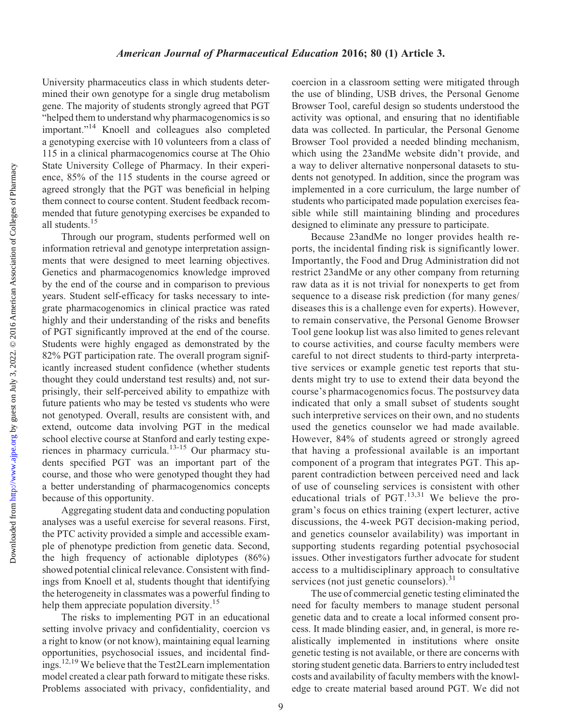University pharmaceutics class in which students determined their own genotype for a single drug metabolism gene. The majority of students strongly agreed that PGT "helped them to understand why pharmacogenomics is so important."[14] Knoell and colleagues also completed a genotyping exercise with 10 volunteers from a class of 115 in a clinical pharmacogenomics course at The Ohio State University College of Pharmacy. In their experience, 85% of the 115 students in the course agreed or agreed strongly that the PGT was beneficial in helping them connect to course content. Student feedback recommended that future genotyping exercises be expanded to all students.[15]

Through our program, students performed well on information retrieval and genotype interpretation assignments that were designed to meet learning objectives. Genetics and pharmacogenomics knowledge improved by the end of the course and in comparison to previous years. Student self-efficacy for tasks necessary to integrate pharmacogenomics in clinical practice was rated highly and their understanding of the risks and benefits of PGT significantly improved at the end of the course. Students were highly engaged as demonstrated by the 82% PGT participation rate. The overall program significantly increased student confidence (whether students thought they could understand test results) and, not surprisingly, their self-perceived ability to empathize with future patients who may be tested vs students who were not genotyped. Overall, results are consistent with, and extend, outcome data involving PGT in the medical school elective course at Stanford and early testing experiences in pharmacy curricula.[13-15] Our pharmacy students specified PGT was an important part of the course, and those who were genotyped thought they had a better understanding of pharmacogenomics concepts because of this opportunity.

Aggregating student data and conducting population analyses was a useful exercise for several reasons. First, the PTC activity provided a simple and accessible example of phenotype prediction from genetic data. Second, the high frequency of actionable diplotypes (86%) showed potential clinical relevance. Consistent with findings from Knoell et al, students thought that identifying the heterogeneity in classmates was a powerful finding to help them appreciate population diversity.[15]

The risks to implementing PGT in an educational setting involve privacy and confidentiality, coercion vs a right to know (or not know), maintaining equal learning opportunities, psychosocial issues, and incidental findings.[12,19] We believe that the Test2Learn implementation model created a clear path forward to mitigate these risks. Problems associated with privacy, confidentiality, and coercion in a classroom setting were mitigated through the use of blinding, USB drives, the Personal Genome Browser Tool, careful design so students understood the activity was optional, and ensuring that no identifiable data was collected. In particular, the Personal Genome Browser Tool provided a needed blinding mechanism, which using the 23andMe website didn't provide, and a way to deliver alternative nonpersonal datasets to students not genotyped. In addition, since the program was implemented in a core curriculum, the large number of students who participated made population exercises feasible while still maintaining blinding and procedures designed to eliminate any pressure to participate.

Because 23andMe no longer provides health reports, the incidental finding risk is significantly lower. Importantly, the Food and Drug Administration did not restrict 23andMe or any other company from returning raw data as it is not trivial for nonexperts to get from sequence to a disease risk prediction (for many genes/diseases this is a challenge even for experts). However, to remain conservative, the Personal Genome Browser Tool gene lookup list was also limited to genes relevant to course activities, and course faculty members were careful to not direct students to third-party interpretative services or example genetic test reports that students might try to use to extend their data beyond the course's pharmacogenomics focus. The postsurvey data indicated that only a small subset of students sought such interpretive services on their own, and no students used the genetics counselor we had made available. However, 84% of students agreed or strongly agreed that having a professional available is an important component of a program that integrates PGT. This apparent contradiction between perceived need and lack of use of counseling services is consistent with other educational trials of PGT.[13,31] We believe the program's focus on ethics training (expert lecturer, active discussions, the 4-week PGT decision-making period, and genetics counselor availability) was important in supporting students regarding potential psychosocial issues. Other investigators further advocate for student access to a multidisciplinary approach to consultative services (not just genetic counselors).[31]

The use of commercial genetic testing eliminated the need for faculty members to manage student personal genetic data and to create a local informed consent process. It made blinding easier, and, in general, is more realistically implemented in institutions where onsite genetic testing is not available, or there are concerns with storing student genetic data. Barriers to entry included test costs and availability of faculty members with the knowledge to create material based around PGT. We did not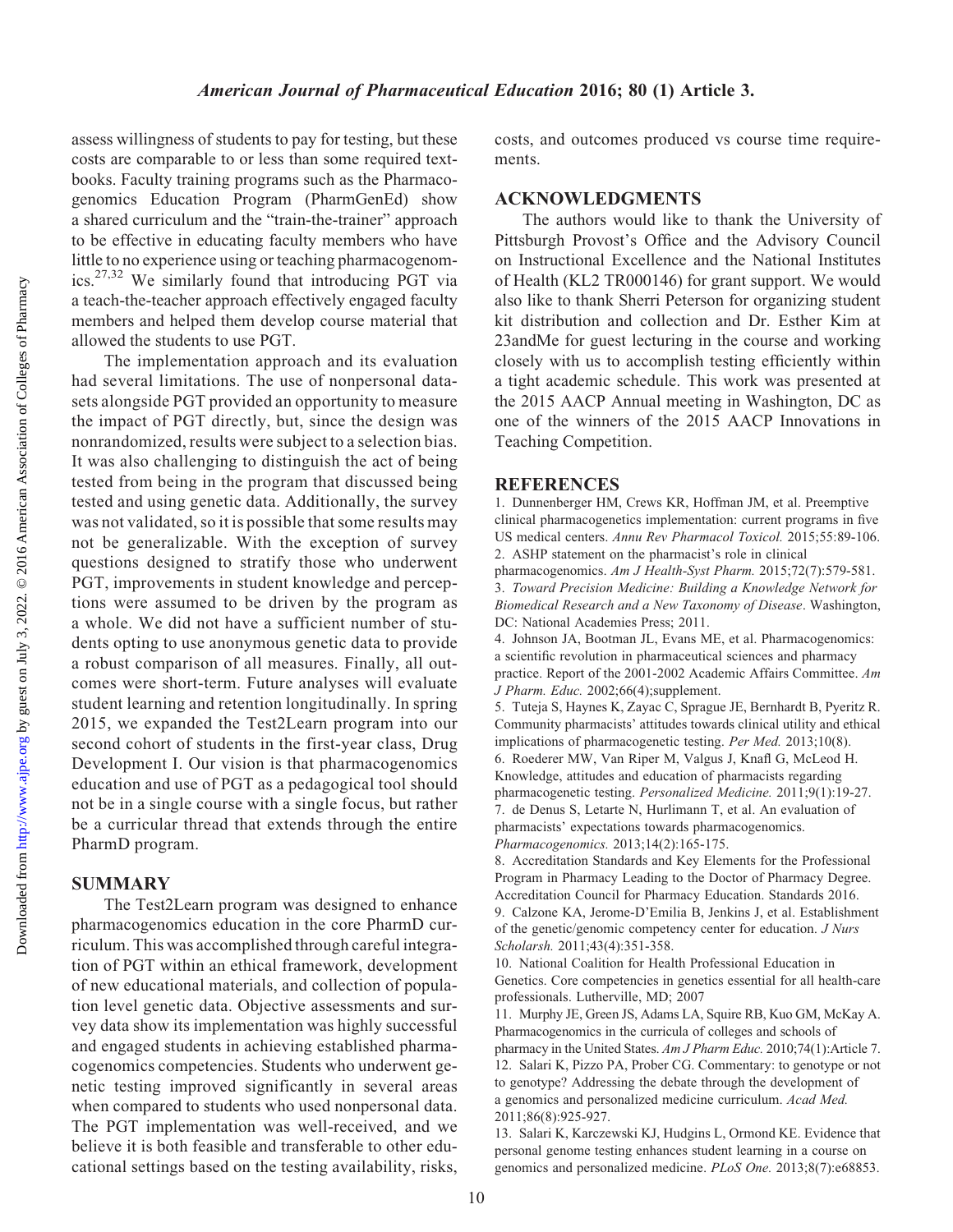assess willingness of students to pay for testing, but these costs are comparable to or less than some required textbooks. Faculty training programs such as the Pharmacogenomics Education Program (PharmGenEd) show a shared curriculum and the "train-the-trainer" approach to be effective in educating faculty members who have little to no experience using or teaching pharmacogenomics.[27,32] We similarly found that introducing PGT via a teach-the-teacher approach effectively engaged faculty members and helped them develop course material that allowed the students to use PGT.

The implementation approach and its evaluation had several limitations. The use of nonpersonal datasets alongside PGT provided an opportunity to measure the impact of PGT directly, but, since the design was nonrandomized, results were subject to a selection bias. It was also challenging to distinguish the act of being tested from being in the program that discussed being tested and using genetic data. Additionally, the survey was not validated, so it is possible that some results may not be generalizable. With the exception of survey questions designed to stratify those who underwent PGT, improvements in student knowledge and perceptions were assumed to be driven by the program as a whole. We did not have a sufficient number of students opting to use anonymous genetic data to provide a robust comparison of all measures. Finally, all outcomes were short-term. Future analyses will evaluate student learning and retention longitudinally. In spring 2015, we expanded the Test2Learn program into our second cohort of students in the first-year class, Drug Development I. Our vision is that pharmacogenomics education and use of PGT as a pedagogical tool should not be in a single course with a single focus, but rather be a curricular thread that extends through the entire PharmD program.

## SUMMARY

The Test2Learn program was designed to enhance pharmacogenomics education in the core PharmD curriculum. This was accomplished through careful integration of PGT within an ethical framework, development of new educational materials, and collection of population level genetic data. Objective assessments and survey data show its implementation was highly successful and engaged students in achieving established pharmacogenomics competencies. Students who underwent genetic testing improved significantly in several areas when compared to students who used nonpersonal data. The PGT implementation was well-received, and we believe it is both feasible and transferable to other educational settings based on the testing availability, risks, costs, and outcomes produced vs course time requirements.

## ACKNOWLEDGMENTS

The authors would like to thank the University of Pittsburgh Provost's Office and the Advisory Council on Instructional Excellence and the National Institutes of Health (KL2 TR000146) for grant support. We would also like to thank Sherri Peterson for organizing student kit distribution and collection and Dr. Esther Kim at 23andMe for guest lecturing in the course and working closely with us to accomplish testing efficiently within a tight academic schedule. This work was presented at the 2015 AACP Annual meeting in Washington, DC as one of the winners of the 2015 AACP Innovations in Teaching Competition.

## REFERENCES

1. Dunnenberger HM, Crews KR, Hoffman JM, et al. Preemptive clinical pharmacogenetics implementation: current programs in five US medical centers. *Annu Rev Pharmacol Toxicol.* 2015;55:89-106.
2. ASHP statement on the pharmacist's role in clinical pharmacogenomics. *Am J Health-Syst Pharm.* 2015;72(7):579-581.
3. *Toward Precision Medicine: Building a Knowledge Network for Biomedical Research and a New Taxonomy of Disease*. Washington, DC: National Academies Press; 2011.
4. Johnson JA, Bootman JL, Evans ME, et al. Pharmacogenomics: a scientific revolution in pharmaceutical sciences and pharmacy practice. Report of the 2001-2002 Academic Affairs Committee. *Am J Pharm. Educ.* 2002;66(4);supplement.
5. Tuteja S, Haynes K, Zayac C, Sprague JE, Bernhardt B, Pyeritz R. Community pharmacists' attitudes towards clinical utility and ethical implications of pharmacogenetic testing. *Per Med.* 2013;10(8).
6. Roederer MW, Van Riper M, Valgus J, Knafl G, McLeod H. Knowledge, attitudes and education of pharmacists regarding pharmacogenetic testing. *Personalized Medicine.* 2011;9(1):19-27.
7. de Denus S, Letarte N, Hurlimann T, et al. An evaluation of pharmacists' expectations towards pharmacogenomics. *Pharmacogenomics.* 2013;14(2):165-175.
8. Accreditation Standards and Key Elements for the Professional Program in Pharmacy Leading to the Doctor of Pharmacy Degree. Accreditation Council for Pharmacy Education. Standards 2016.
9. Calzone KA, Jerome-D'Emilia B, Jenkins J, et al. Establishment of the genetic/genomic competency center for education. *J Nurs Scholarsh.* 2011;43(4):351-358.
10. National Coalition for Health Professional Education in Genetics. Core competencies in genetics essential for all health-care professionals. Lutherville, MD; 2007
11. Murphy JE, Green JS, Adams LA, Squire RB, Kuo GM, McKay A. Pharmacogenomics in the curricula of colleges and schools of pharmacy in the United States. *Am J Pharm Educ.* 2010;74(1):Article 7.
12. Salari K, Pizzo PA, Prober CG. Commentary: to genotype or not to genotype? Addressing the debate through the development of a genomics and personalized medicine curriculum. *Acad Med.* 2011;86(8):925-927.
13. Salari K, Karczewski KJ, Hudgins L, Ormond KE. Evidence that personal genome testing enhances student learning in a course on genomics and personalized medicine. *PLoS One.* 2013;8(7):e68853.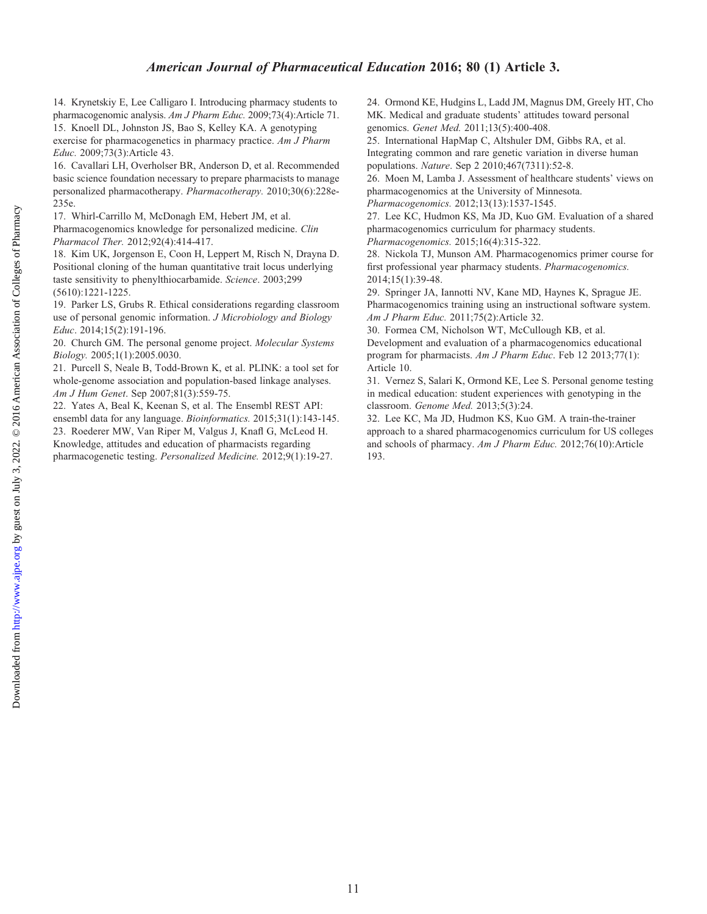14. Krynetskiy E, Lee Calligaro I. Introducing pharmacy students to pharmacogenomic analysis. *Am J Pharm Educ.* 2009;73(4):Article 71.

15. Knoell DL, Johnston JS, Bao S, Kelley KA. A genotyping exercise for pharmacogenetics in pharmacy practice. *Am J Pharm Educ.* 2009;73(3):Article 43.

16. Cavallari LH, Overholser BR, Anderson D, et al. Recommended basic science foundation necessary to prepare pharmacists to manage personalized pharmacotherapy. *Pharmacotherapy.* 2010;30(6):228e-235e.

17. Whirl-Carrillo M, McDonagh EM, Hebert JM, et al. Pharmacogenomics knowledge for personalized medicine. *Clin Pharmacol Ther.* 2012;92(4):414-417.

18. Kim UK, Jorgenson E, Coon H, Leppert M, Risch N, Drayna D. Positional cloning of the human quantitative trait locus underlying taste sensitivity to phenylthiocarbamide. *Science*. 2003;299 (5610):1221-1225.

19. Parker LS, Grubs R. Ethical considerations regarding classroom use of personal genomic information. *J Microbiology and Biology Educ*. 2014;15(2):191-196.

20. Church GM. The personal genome project. *Molecular Systems Biology.* 2005;1(1):2005.0030.

21. Purcell S, Neale B, Todd-Brown K, et al. PLINK: a tool set for whole-genome association and population-based linkage analyses. *Am J Hum Genet*. Sep 2007;81(3):559-75.

22. Yates A, Beal K, Keenan S, et al. The Ensembl REST API: ensembl data for any language. *Bioinformatics.* 2015;31(1):143-145.

23. Roederer MW, Van Riper M, Valgus J, Knafl G, McLeod H. Knowledge, attitudes and education of pharmacists regarding pharmacogenetic testing. *Personalized Medicine.* 2012;9(1):19-27.

24. Ormond KE, Hudgins L, Ladd JM, Magnus DM, Greely HT, Cho MK. Medical and graduate students' attitudes toward personal genomics. *Genet Med.* 2011;13(5):400-408.

25. International HapMap C, Altshuler DM, Gibbs RA, et al. Integrating common and rare genetic variation in diverse human populations. *Nature*. Sep 2 2010;467(7311):52-8.

26. Moen M, Lamba J. Assessment of healthcare students' views on pharmacogenomics at the University of Minnesota. *Pharmacogenomics.* 2012;13(13):1537-1545.

27. Lee KC, Hudmon KS, Ma JD, Kuo GM. Evaluation of a shared pharmacogenomics curriculum for pharmacy students. *Pharmacogenomics.* 2015;16(4):315-322.

28. Nickola TJ, Munson AM. Pharmacogenomics primer course for first professional year pharmacy students. *Pharmacogenomics.* 2014;15(1):39-48.

29. Springer JA, Iannotti NV, Kane MD, Haynes K, Sprague JE. Pharmacogenomics training using an instructional software system. *Am J Pharm Educ.* 2011;75(2):Article 32.

30. Formea CM, Nicholson WT, McCullough KB, et al. Development and evaluation of a pharmacogenomics educational program for pharmacists. *Am J Pharm Educ*. Feb 12 2013;77(1): Article 10.

31. Vernez S, Salari K, Ormond KE, Lee S. Personal genome testing in medical education: student experiences with genotyping in the classroom. *Genome Med.* 2013;5(3):24.

32. Lee KC, Ma JD, Hudmon KS, Kuo GM. A train-the-trainer approach to a shared pharmacogenomics curriculum for US colleges and schools of pharmacy. *Am J Pharm Educ.* 2012;76(10):Article 193.